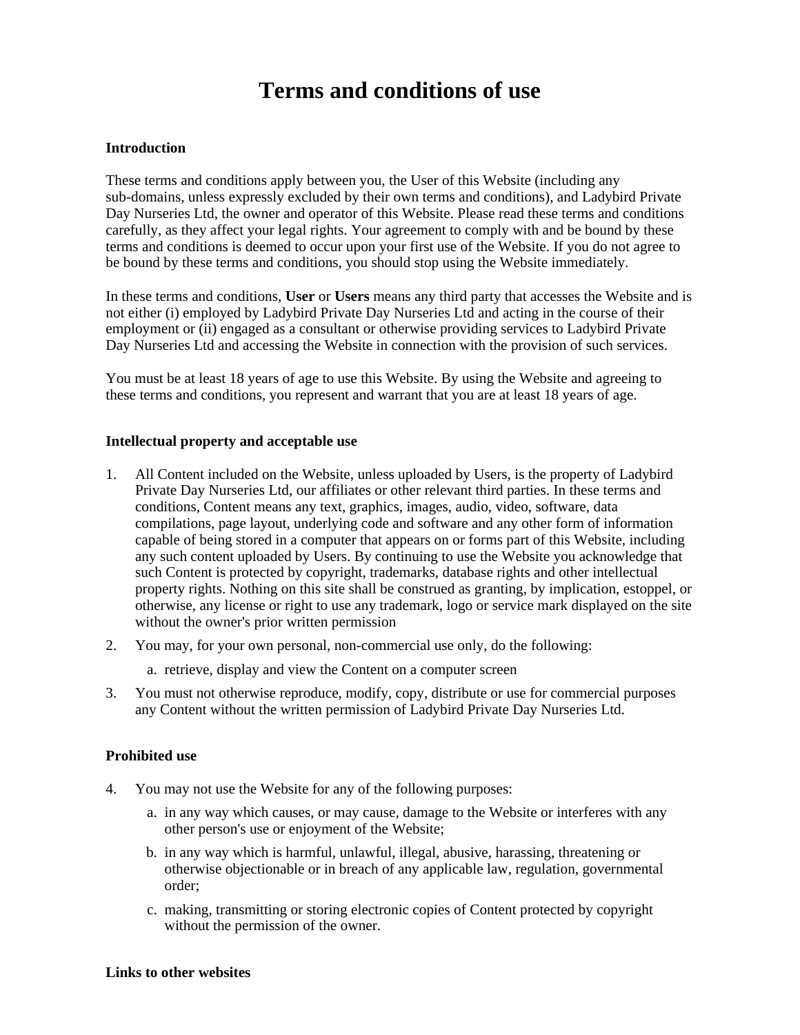# Terms and conditions of use

## Introduction

These terms and conditions apply between you, the User of this Website (including any sub-domains, unless expressly excluded by their own terms and conditions), and Ladybird Private Day Nurseries Ltd, the owner and operator of this Website. Please read these terms and conditions carefully, as they affect your legal rights. Your agreement to comply with and be bound by these terms and conditions is deemed to occur upon your first use of the Website. If you do not agree to be bound by these terms and conditions, you should stop using the Website immediately.

In these terms and conditions, **User** or **Users** means any third party that accesses the Website and is not either (i) employed by Ladybird Private Day Nurseries Ltd and acting in the course of their employment or (ii) engaged as a consultant or otherwise providing services to Ladybird Private Day Nurseries Ltd and accessing the Website in connection with the provision of such services.

You must be at least 18 years of age to use this Website. By using the Website and agreeing to these terms and conditions, you represent and warrant that you are at least 18 years of age.

## Intellectual property and acceptable use

1. All Content included on the Website, unless uploaded by Users, is the property of Ladybird Private Day Nurseries Ltd, our affiliates or other relevant third parties. In these terms and conditions, Content means any text, graphics, images, audio, video, software, data compilations, page layout, underlying code and software and any other form of information capable of being stored in a computer that appears on or forms part of this Website, including any such content uploaded by Users. By continuing to use the Website you acknowledge that such Content is protected by copyright, trademarks, database rights and other intellectual property rights. Nothing on this site shall be construed as granting, by implication, estoppel, or otherwise, any license or right to use any trademark, logo or service mark displayed on the site without the owner's prior written permission
2. You may, for your own personal, non-commercial use only, do the following:
   a. retrieve, display and view the Content on a computer screen
3. You must not otherwise reproduce, modify, copy, distribute or use for commercial purposes any Content without the written permission of Ladybird Private Day Nurseries Ltd.

## Prohibited use

4. You may not use the Website for any of the following purposes:
   a. in any way which causes, or may cause, damage to the Website or interferes with any other person's use or enjoyment of the Website;
   b. in any way which is harmful, unlawful, illegal, abusive, harassing, threatening or otherwise objectionable or in breach of any applicable law, regulation, governmental order;
   c. making, transmitting or storing electronic copies of Content protected by copyright without the permission of the owner.

## Links to other websites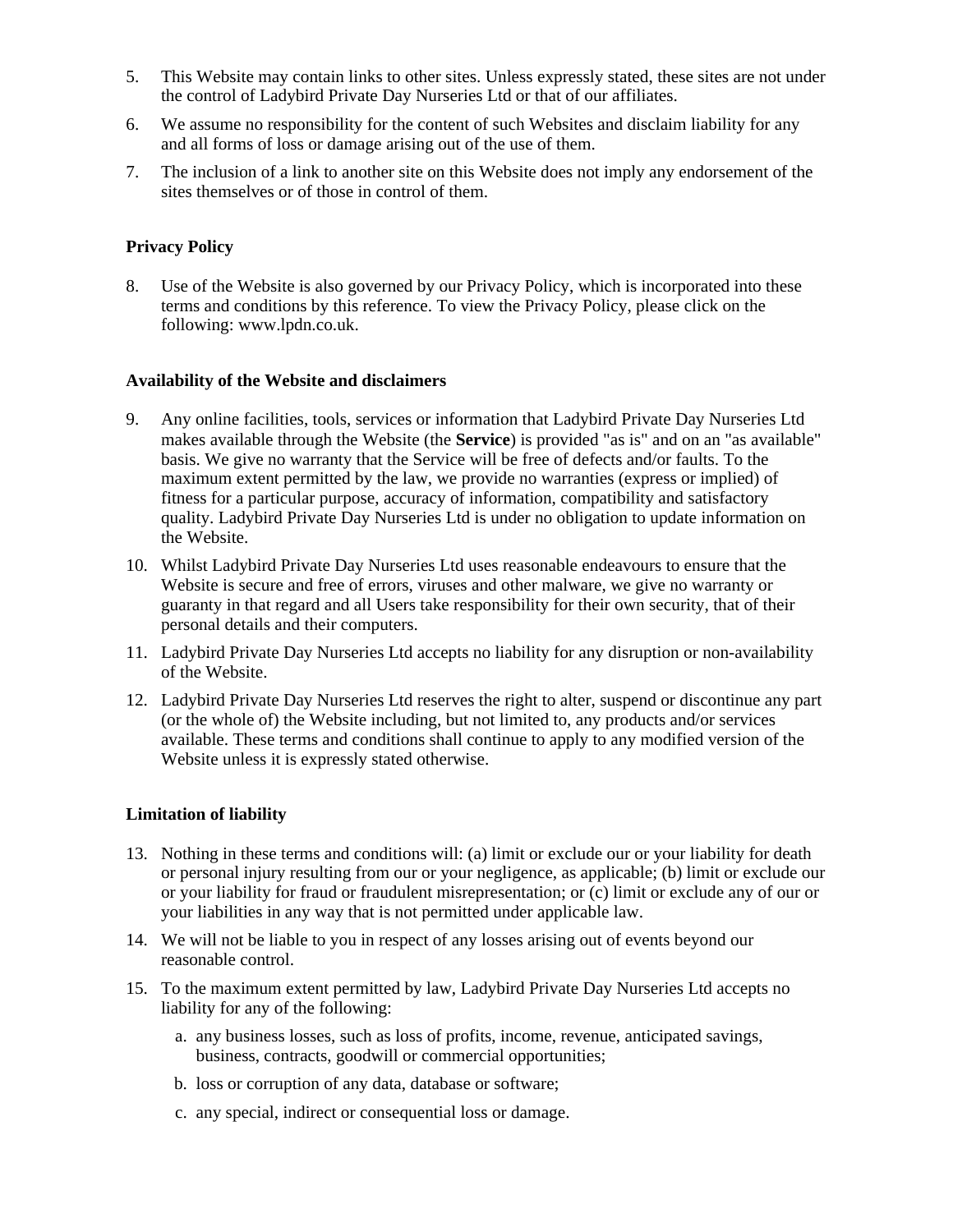5. This Website may contain links to other sites. Unless expressly stated, these sites are not under the control of Ladybird Private Day Nurseries Ltd or that of our affiliates.
6. We assume no responsibility for the content of such Websites and disclaim liability for any and all forms of loss or damage arising out of the use of them.
7. The inclusion of a link to another site on this Website does not imply any endorsement of the sites themselves or of those in control of them.

**Privacy Policy**

8. Use of the Website is also governed by our Privacy Policy, which is incorporated into these terms and conditions by this reference. To view the Privacy Policy, please click on the following: www.lpdn.co.uk.

**Availability of the Website and disclaimers**

9. Any online facilities, tools, services or information that Ladybird Private Day Nurseries Ltd makes available through the Website (the **Service**) is provided "as is" and on an "as available" basis. We give no warranty that the Service will be free of defects and/or faults. To the maximum extent permitted by the law, we provide no warranties (express or implied) of fitness for a particular purpose, accuracy of information, compatibility and satisfactory quality. Ladybird Private Day Nurseries Ltd is under no obligation to update information on the Website.
10. Whilst Ladybird Private Day Nurseries Ltd uses reasonable endeavours to ensure that the Website is secure and free of errors, viruses and other malware, we give no warranty or guaranty in that regard and all Users take responsibility for their own security, that of their personal details and their computers.
11. Ladybird Private Day Nurseries Ltd accepts no liability for any disruption or non-availability of the Website.
12. Ladybird Private Day Nurseries Ltd reserves the right to alter, suspend or discontinue any part (or the whole of) the Website including, but not limited to, any products and/or services available. These terms and conditions shall continue to apply to any modified version of the Website unless it is expressly stated otherwise.

**Limitation of liability**

13. Nothing in these terms and conditions will: (a) limit or exclude our or your liability for death or personal injury resulting from our or your negligence, as applicable; (b) limit or exclude our or your liability for fraud or fraudulent misrepresentation; or (c) limit or exclude any of our or your liabilities in any way that is not permitted under applicable law.
14. We will not be liable to you in respect of any losses arising out of events beyond our reasonable control.
15. To the maximum extent permitted by law, Ladybird Private Day Nurseries Ltd accepts no liability for any of the following:
    a. any business losses, such as loss of profits, income, revenue, anticipated savings, business, contracts, goodwill or commercial opportunities;
    b. loss or corruption of any data, database or software;
    c. any special, indirect or consequential loss or damage.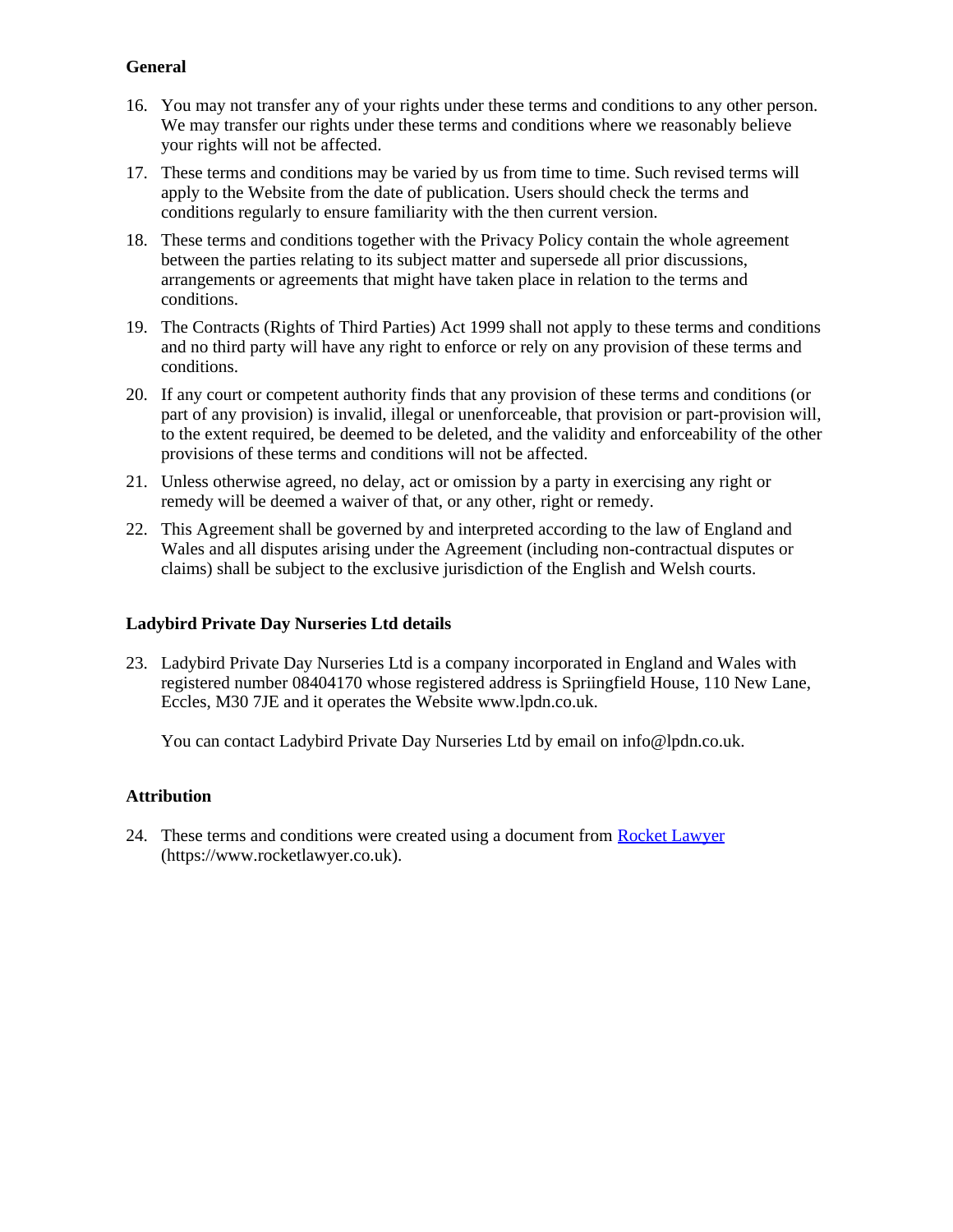**General**

16. You may not transfer any of your rights under these terms and conditions to any other person. We may transfer our rights under these terms and conditions where we reasonably believe your rights will not be affected.
17. These terms and conditions may be varied by us from time to time. Such revised terms will apply to the Website from the date of publication. Users should check the terms and conditions regularly to ensure familiarity with the then current version.
18. These terms and conditions together with the Privacy Policy contain the whole agreement between the parties relating to its subject matter and supersede all prior discussions, arrangements or agreements that might have taken place in relation to the terms and conditions.
19. The Contracts (Rights of Third Parties) Act 1999 shall not apply to these terms and conditions and no third party will have any right to enforce or rely on any provision of these terms and conditions.
20. If any court or competent authority finds that any provision of these terms and conditions (or part of any provision) is invalid, illegal or unenforceable, that provision or part-provision will, to the extent required, be deemed to be deleted, and the validity and enforceability of the other provisions of these terms and conditions will not be affected.
21. Unless otherwise agreed, no delay, act or omission by a party in exercising any right or remedy will be deemed a waiver of that, or any other, right or remedy.
22. This Agreement shall be governed by and interpreted according to the law of England and Wales and all disputes arising under the Agreement (including non-contractual disputes or claims) shall be subject to the exclusive jurisdiction of the English and Welsh courts.

**Ladybird Private Day Nurseries Ltd details**

23. Ladybird Private Day Nurseries Ltd is a company incorporated in England and Wales with registered number 08404170 whose registered address is Spriingfield House, 110 New Lane, Eccles, M30 7JE and it operates the Website www.lpdn.co.uk.

    You can contact Ladybird Private Day Nurseries Ltd by email on info@lpdn.co.uk.

**Attribution**

24. These terms and conditions were created using a document from Rocket Lawyer (https://www.rocketlawyer.co.uk).